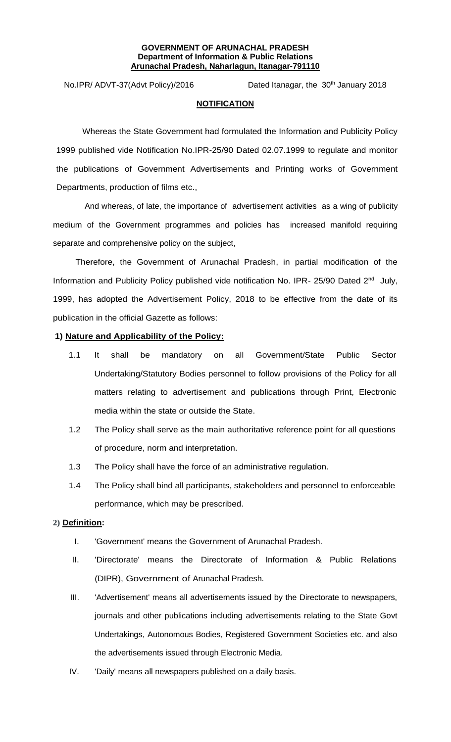**GOVERNMENT OF ARUNACHAL PRADESH**
**Department of Information & Public Relations**
**Arunachal Pradesh, Naharlagun, Itanagar-791110**

No.IPR/ ADVT-37(Advt Policy)/2016 Dated Itanagar, the 30th January 2018

**NOTIFICATION**

Whereas the State Government had formulated the Information and Publicity Policy 1999 published vide Notification No.IPR-25/90 Dated 02.07.1999 to regulate and monitor the publications of Government Advertisements and Printing works of Government Departments, production of films etc.,

And whereas, of late, the importance of advertisement activities as a wing of publicity medium of the Government programmes and policies has increased manifold requiring separate and comprehensive policy on the subject,

Therefore, the Government of Arunachal Pradesh, in partial modification of the Information and Publicity Policy published vide notification No. IPR- 25/90 Dated 2nd July, 1999, has adopted the Advertisement Policy, 2018 to be effective from the date of its publication in the official Gazette as follows:

**1) Nature and Applicability of the Policy:**

1.1 It shall be mandatory on all Government/State Public Sector Undertaking/Statutory Bodies personnel to follow provisions of the Policy for all matters relating to advertisement and publications through Print, Electronic media within the state or outside the State.

1.2 The Policy shall serve as the main authoritative reference point for all questions of procedure, norm and interpretation.

1.3 The Policy shall have the force of an administrative regulation.

1.4 The Policy shall bind all participants, stakeholders and personnel to enforceable performance, which may be prescribed.

**2) Definition:**

I. 'Government' means the Government of Arunachal Pradesh.

II. 'Directorate' means the Directorate of Information & Public Relations (DIPR), Government of Arunachal Pradesh.

III. 'Advertisement' means all advertisements issued by the Directorate to newspapers, journals and other publications including advertisements relating to the State Govt Undertakings, Autonomous Bodies, Registered Government Societies etc. and also the advertisements issued through Electronic Media.

IV. 'Daily' means all newspapers published on a daily basis.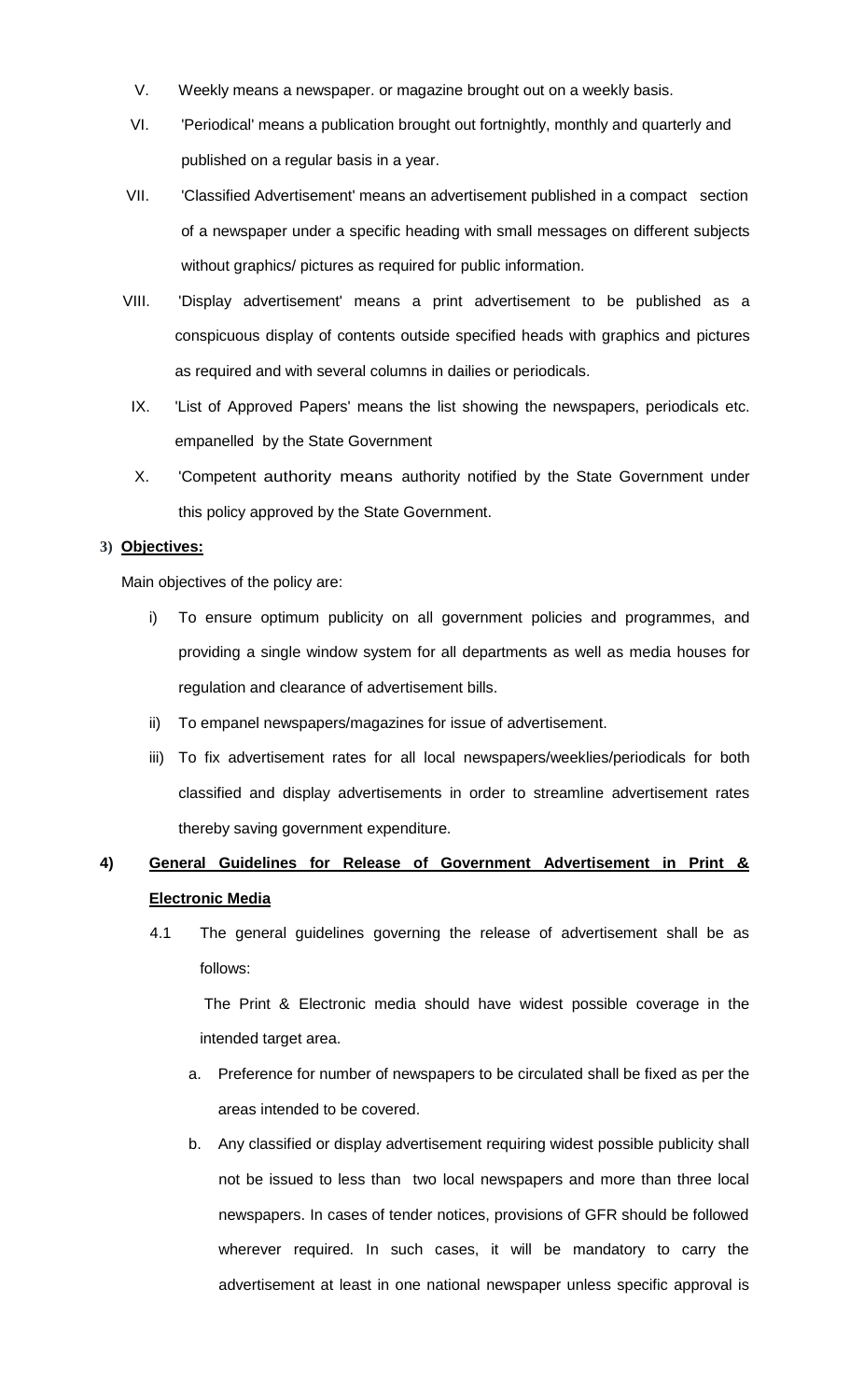V. Weekly means a newspaper. or magazine brought out on a weekly basis.

VI. 'Periodical' means a publication brought out fortnightly, monthly and quarterly and published on a regular basis in a year.

VII. 'Classified Advertisement' means an advertisement published in a compact section of a newspaper under a specific heading with small messages on different subjects without graphics/ pictures as required for public information.

VIII. 'Display advertisement' means a print advertisement to be published as a conspicuous display of contents outside specified heads with graphics and pictures as required and with several columns in dailies or periodicals.

IX. 'List of Approved Papers' means the list showing the newspapers, periodicals etc. empanelled by the State Government

X. 'Competent authority means authority notified by the State Government under this policy approved by the State Government.

**3) Objectives:**

Main objectives of the policy are:

i) To ensure optimum publicity on all government policies and programmes, and providing a single window system for all departments as well as media houses for regulation and clearance of advertisement bills.

ii) To empanel newspapers/magazines for issue of advertisement.

iii) To fix advertisement rates for all local newspapers/weeklies/periodicals for both classified and display advertisements in order to streamline advertisement rates thereby saving government expenditure.

**4) General Guidelines for Release of Government Advertisement in Print & Electronic Media**

4.1 The general guidelines governing the release of advertisement shall be as follows:

The Print & Electronic media should have widest possible coverage in the intended target area.

a. Preference for number of newspapers to be circulated shall be fixed as per the areas intended to be covered.

b. Any classified or display advertisement requiring widest possible publicity shall not be issued to less than two local newspapers and more than three local newspapers. In cases of tender notices, provisions of GFR should be followed wherever required. In such cases, it will be mandatory to carry the advertisement at least in one national newspaper unless specific approval is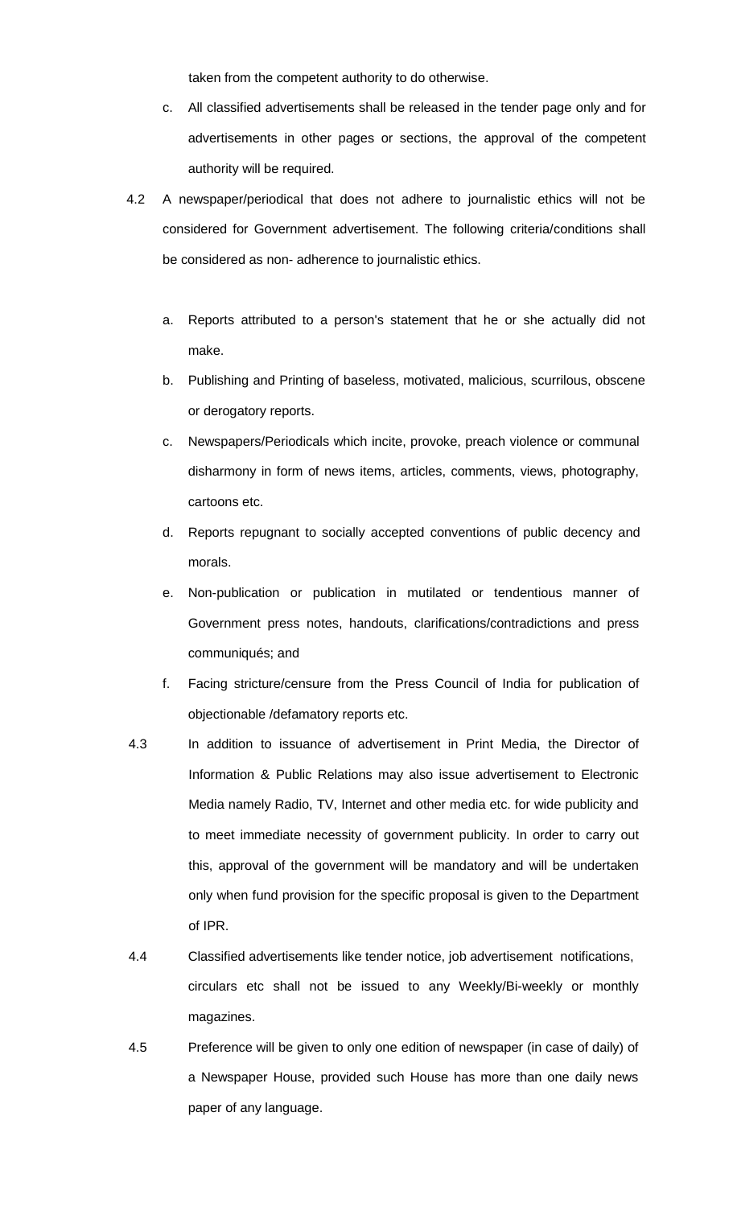taken from the competent authority to do otherwise.

c. All classified advertisements shall be released in the tender page only and for advertisements in other pages or sections, the approval of the competent authority will be required.

4.2 A newspaper/periodical that does not adhere to journalistic ethics will not be considered for Government advertisement. The following criteria/conditions shall be considered as non- adherence to journalistic ethics.

a. Reports attributed to a person's statement that he or she actually did not make.

b. Publishing and Printing of baseless, motivated, malicious, scurrilous, obscene or derogatory reports.

c. Newspapers/Periodicals which incite, provoke, preach violence or communal disharmony in form of news items, articles, comments, views, photography, cartoons etc.

d. Reports repugnant to socially accepted conventions of public decency and morals.

e. Non-publication or publication in mutilated or tendentious manner of Government press notes, handouts, clarifications/contradictions and press communiqués; and

f. Facing stricture/censure from the Press Council of India for publication of objectionable /defamatory reports etc.

4.3 In addition to issuance of advertisement in Print Media, the Director of Information & Public Relations may also issue advertisement to Electronic Media namely Radio, TV, Internet and other media etc. for wide publicity and to meet immediate necessity of government publicity. In order to carry out this, approval of the government will be mandatory and will be undertaken only when fund provision for the specific proposal is given to the Department of IPR.

4.4 Classified advertisements like tender notice, job advertisement notifications, circulars etc shall not be issued to any Weekly/Bi-weekly or monthly magazines.

4.5 Preference will be given to only one edition of newspaper (in case of daily) of a Newspaper House, provided such House has more than one daily news paper of any language.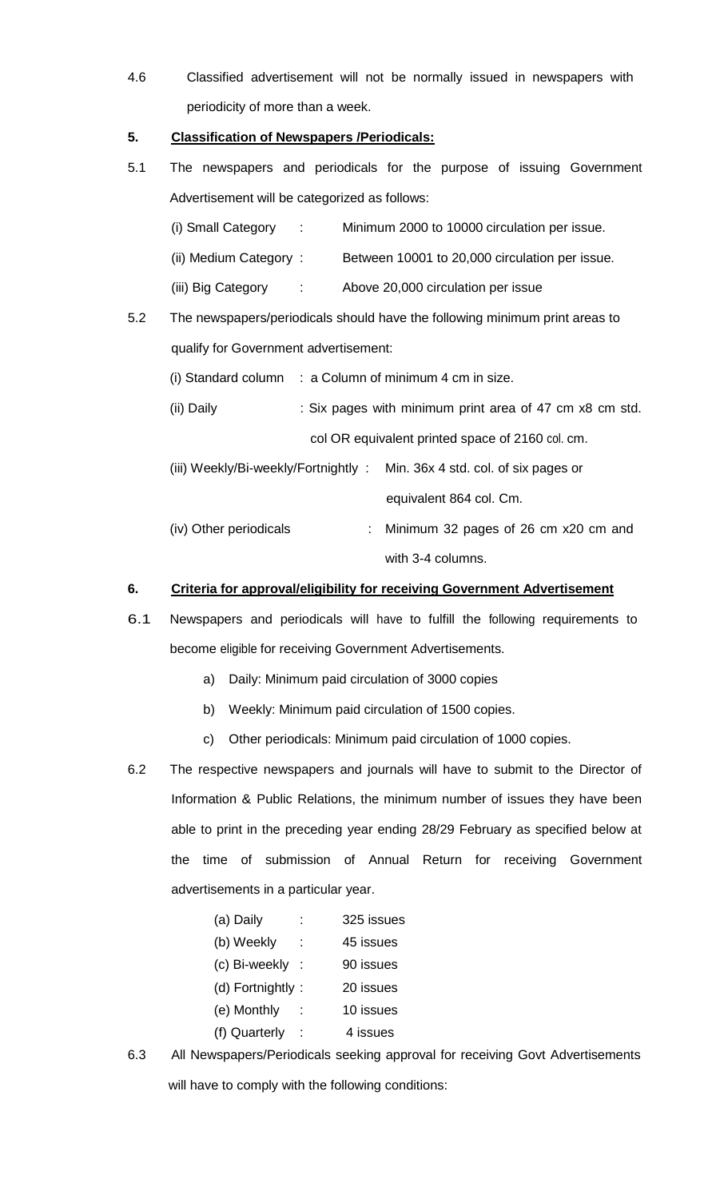4.6 Classified advertisement will not be normally issued in newspapers with periodicity of more than a week.

## 5. Classification of Newspapers /Periodicals:

5.1 The newspapers and periodicals for the purpose of issuing Government Advertisement will be categorized as follows:

(i) Small Category : Minimum 2000 to 10000 circulation per issue.

(ii) Medium Category : Between 10001 to 20,000 circulation per issue.

(iii) Big Category : Above 20,000 circulation per issue

5.2 The newspapers/periodicals should have the following minimum print areas to qualify for Government advertisement:

(i) Standard column : a Column of minimum 4 cm in size.

(ii) Daily : Six pages with minimum print area of 47 cm x8 cm std. col OR equivalent printed space of 2160 col. cm.

(iii) Weekly/Bi-weekly/Fortnightly : Min. 36x 4 std. col. of six pages or equivalent 864 col. Cm.

(iv) Other periodicals : Minimum 32 pages of 26 cm x20 cm and with 3-4 columns.

## 6. Criteria for approval/eligibility for receiving Government Advertisement

6.1 Newspapers and periodicals will have to fulfill the following requirements to become eligible for receiving Government Advertisements.

a) Daily: Minimum paid circulation of 3000 copies

b) Weekly: Minimum paid circulation of 1500 copies.

c) Other periodicals: Minimum paid circulation of 1000 copies.

6.2 The respective newspapers and journals will have to submit to the Director of Information & Public Relations, the minimum number of issues they have been able to print in the preceding year ending 28/29 February as specified below at the time of submission of Annual Return for receiving Government advertisements in a particular year.

(a) Daily : 325 issues
(b) Weekly : 45 issues
(c) Bi-weekly : 90 issues
(d) Fortnightly : 20 issues
(e) Monthly : 10 issues
(f) Quarterly : 4 issues

6.3 All Newspapers/Periodicals seeking approval for receiving Govt Advertisements will have to comply with the following conditions: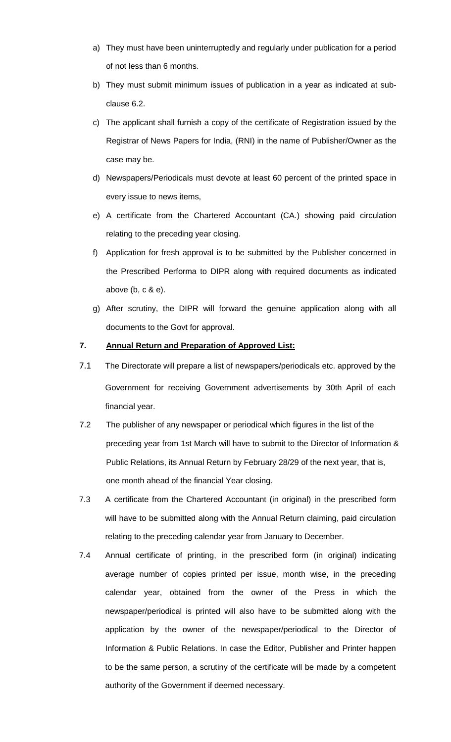a) They must have been uninterruptedly and regularly under publication for a period of not less than 6 months.

b) They must submit minimum issues of publication in a year as indicated at sub-clause 6.2.

c) The applicant shall furnish a copy of the certificate of Registration issued by the Registrar of News Papers for India, (RNI) in the name of Publisher/Owner as the case may be.

d) Newspapers/Periodicals must devote at least 60 percent of the printed space in every issue to news items,

e) A certificate from the Chartered Accountant (CA.) showing paid circulation relating to the preceding year closing.

f) Application for fresh approval is to be submitted by the Publisher concerned in the Prescribed Performa to DIPR along with required documents as indicated above (b, c & e).

g) After scrutiny, the DIPR will forward the genuine application along with all documents to the Govt for approval.

**7. Annual Return and Preparation of Approved List:**

7.1 The Directorate will prepare a list of newspapers/periodicals etc. approved by the Government for receiving Government advertisements by 30th April of each financial year.

7.2 The publisher of any newspaper or periodical which figures in the list of the preceding year from 1st March will have to submit to the Director of Information & Public Relations, its Annual Return by February 28/29 of the next year, that is, one month ahead of the financial Year closing.

7.3 A certificate from the Chartered Accountant (in original) in the prescribed form will have to be submitted along with the Annual Return claiming, paid circulation relating to the preceding calendar year from January to December.

7.4 Annual certificate of printing, in the prescribed form (in original) indicating average number of copies printed per issue, month wise, in the preceding calendar year, obtained from the owner of the Press in which the newspaper/periodical is printed will also have to be submitted along with the application by the owner of the newspaper/periodical to the Director of Information & Public Relations. In case the Editor, Publisher and Printer happen to be the same person, a scrutiny of the certificate will be made by a competent authority of the Government if deemed necessary.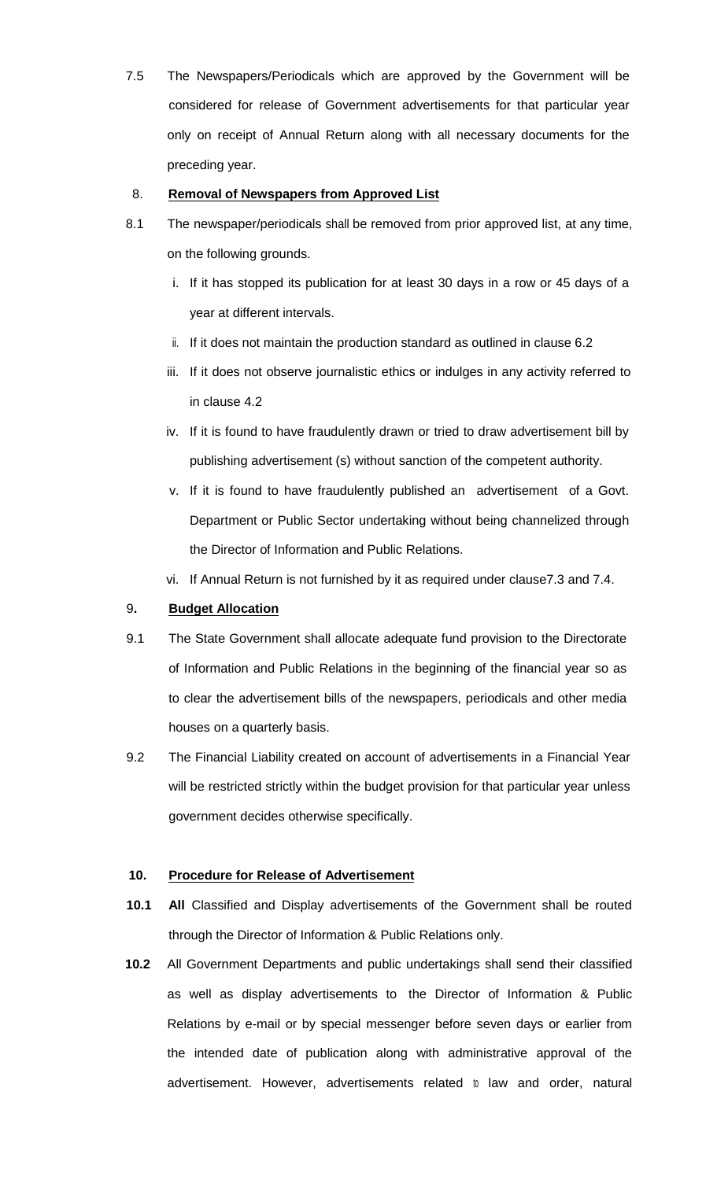7.5 The Newspapers/Periodicals which are approved by the Government will be considered for release of Government advertisements for that particular year only on receipt of Annual Return along with all necessary documents for the preceding year.

## 8. Removal of Newspapers from Approved List

8.1 The newspaper/periodicals shall be removed from prior approved list, at any time, on the following grounds.

i. If it has stopped its publication for at least 30 days in a row or 45 days of a year at different intervals.

ii. If it does not maintain the production standard as outlined in clause 6.2

iii. If it does not observe journalistic ethics or indulges in any activity referred to in clause 4.2

iv. If it is found to have fraudulently drawn or tried to draw advertisement bill by publishing advertisement (s) without sanction of the competent authority.

v. If it is found to have fraudulently published an advertisement of a Govt. Department or Public Sector undertaking without being channelized through the Director of Information and Public Relations.

vi. If Annual Return is not furnished by it as required under clause7.3 and 7.4.

## 9. Budget Allocation

9.1 The State Government shall allocate adequate fund provision to the Directorate of Information and Public Relations in the beginning of the financial year so as to clear the advertisement bills of the newspapers, periodicals and other media houses on a quarterly basis.

9.2 The Financial Liability created on account of advertisements in a Financial Year will be restricted strictly within the budget provision for that particular year unless government decides otherwise specifically.

## 10. Procedure for Release of Advertisement

**10.1** **All** Classified and Display advertisements of the Government shall be routed through the Director of Information & Public Relations only.

**10.2** All Government Departments and public undertakings shall send their classified as well as display advertisements to the Director of Information & Public Relations by e-mail or by special messenger before seven days or earlier from the intended date of publication along with administrative approval of the advertisement. However, advertisements related to law and order, natural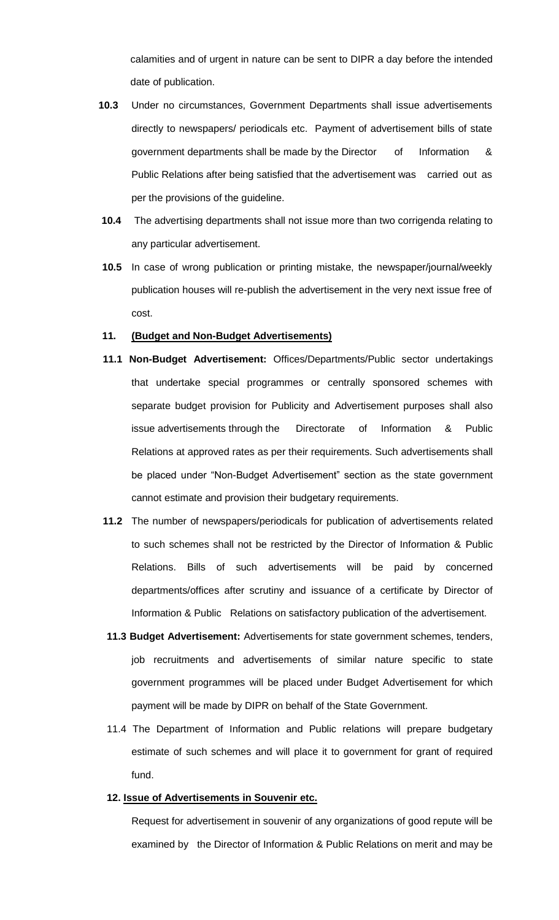calamities and of urgent in nature can be sent to DIPR a day before the intended date of publication.

**10.3** Under no circumstances, Government Departments shall issue advertisements directly to newspapers/ periodicals etc. Payment of advertisement bills of state government departments shall be made by the Director of Information & Public Relations after being satisfied that the advertisement was carried out as per the provisions of the guideline.

**10.4** The advertising departments shall not issue more than two corrigenda relating to any particular advertisement.

**10.5** In case of wrong publication or printing mistake, the newspaper/journal/weekly publication houses will re-publish the advertisement in the very next issue free of cost.

**11.** **(Budget and Non-Budget Advertisements)**

**11.1 Non-Budget Advertisement:** Offices/Departments/Public sector undertakings that undertake special programmes or centrally sponsored schemes with separate budget provision for Publicity and Advertisement purposes shall also issue advertisements through the Directorate of Information & Public Relations at approved rates as per their requirements. Such advertisements shall be placed under "Non-Budget Advertisement" section as the state government cannot estimate and provision their budgetary requirements.

**11.2** The number of newspapers/periodicals for publication of advertisements related to such schemes shall not be restricted by the Director of Information & Public Relations. Bills of such advertisements will be paid by concerned departments/offices after scrutiny and issuance of a certificate by Director of Information & Public Relations on satisfactory publication of the advertisement.

**11.3 Budget Advertisement:** Advertisements for state government schemes, tenders, job recruitments and advertisements of similar nature specific to state government programmes will be placed under Budget Advertisement for which payment will be made by DIPR on behalf of the State Government.

11.4 The Department of Information and Public relations will prepare budgetary estimate of such schemes and will place it to government for grant of required fund.

**12. Issue of Advertisements in Souvenir etc.**

Request for advertisement in souvenir of any organizations of good repute will be examined by the Director of Information & Public Relations on merit and may be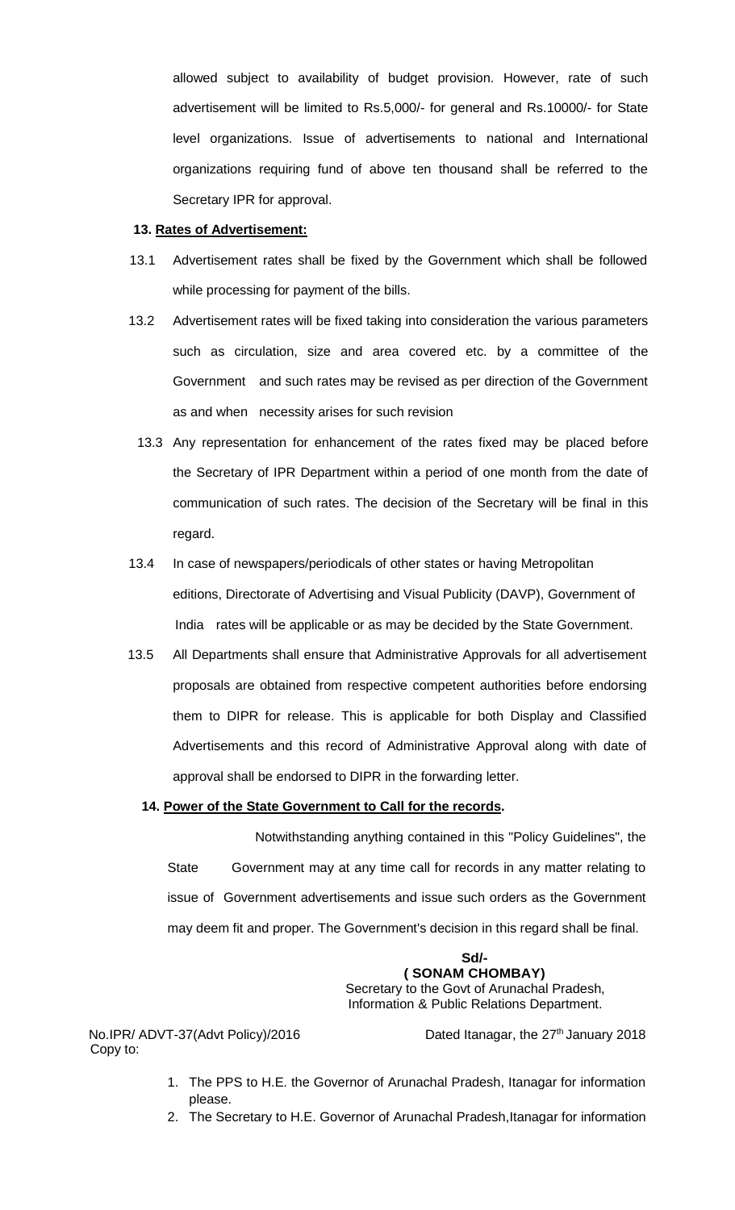allowed subject to availability of budget provision. However, rate of such advertisement will be limited to Rs.5,000/- for general and Rs.10000/- for State level organizations. Issue of advertisements to national and International organizations requiring fund of above ten thousand shall be referred to the Secretary IPR for approval.

**13. Rates of Advertisement:**

13.1 Advertisement rates shall be fixed by the Government which shall be followed while processing for payment of the bills.

13.2 Advertisement rates will be fixed taking into consideration the various parameters such as circulation, size and area covered etc. by a committee of the Government and such rates may be revised as per direction of the Government as and when necessity arises for such revision

13.3 Any representation for enhancement of the rates fixed may be placed before the Secretary of IPR Department within a period of one month from the date of communication of such rates. The decision of the Secretary will be final in this regard.

13.4 In case of newspapers/periodicals of other states or having Metropolitan editions, Directorate of Advertising and Visual Publicity (DAVP), Government of India rates will be applicable or as may be decided by the State Government.

13.5 All Departments shall ensure that Administrative Approvals for all advertisement proposals are obtained from respective competent authorities before endorsing them to DIPR for release. This is applicable for both Display and Classified Advertisements and this record of Administrative Approval along with date of approval shall be endorsed to DIPR in the forwarding letter.

**14. Power of the State Government to Call for the records.**

Notwithstanding anything contained in this "Policy Guidelines", the State Government may at any time call for records in any matter relating to issue of Government advertisements and issue such orders as the Government may deem fit and proper. The Government's decision in this regard shall be final.

**Sd/-**
**( SONAM CHOMBAY)**
Secretary to the Govt of Arunachal Pradesh,
Information & Public Relations Department.

No.IPR/ ADVT-37(Advt Policy)/2016 Dated Itanagar, the 27th January 2018

Copy to:

1. The PPS to H.E. the Governor of Arunachal Pradesh, Itanagar for information please.
2. The Secretary to H.E. Governor of Arunachal Pradesh,Itanagar for information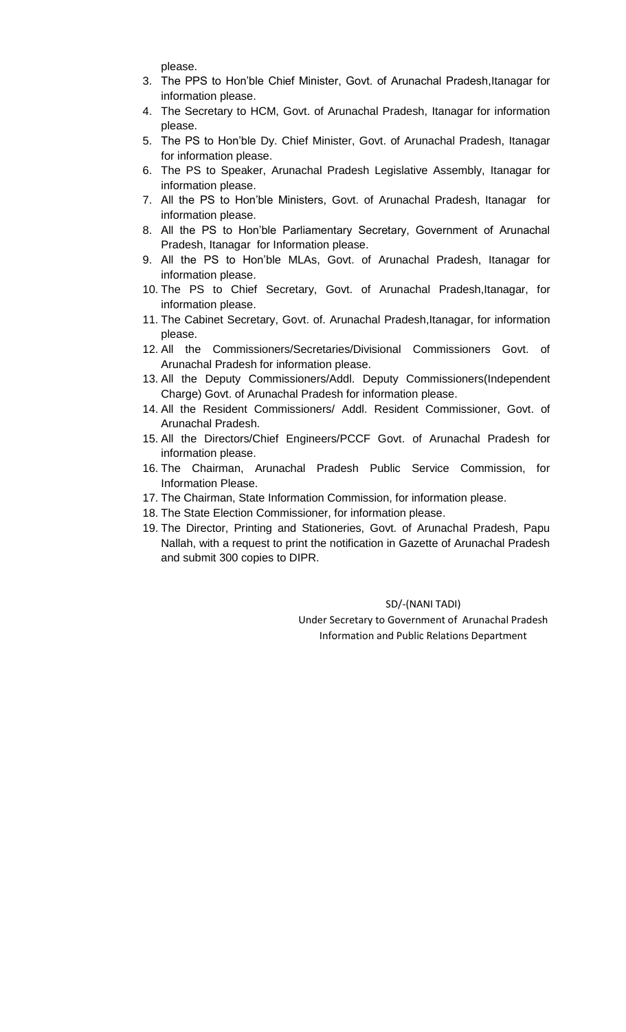please.

3. The PPS to Hon'ble Chief Minister, Govt. of Arunachal Pradesh,Itanagar for information please.
4. The Secretary to HCM, Govt. of Arunachal Pradesh, Itanagar for information please.
5. The PS to Hon'ble Dy. Chief Minister, Govt. of Arunachal Pradesh, Itanagar for information please.
6. The PS to Speaker, Arunachal Pradesh Legislative Assembly, Itanagar for information please.
7. All the PS to Hon'ble Ministers, Govt. of Arunachal Pradesh, Itanagar for information please.
8. All the PS to Hon'ble Parliamentary Secretary, Government of Arunachal Pradesh, Itanagar for Information please.
9. All the PS to Hon'ble MLAs, Govt. of Arunachal Pradesh, Itanagar for information please.
10. The PS to Chief Secretary, Govt. of Arunachal Pradesh,Itanagar, for information please.
11. The Cabinet Secretary, Govt. of. Arunachal Pradesh,Itanagar, for information please.
12. All the Commissioners/Secretaries/Divisional Commissioners Govt. of Arunachal Pradesh for information please.
13. All the Deputy Commissioners/Addl. Deputy Commissioners(Independent Charge) Govt. of Arunachal Pradesh for information please.
14. All the Resident Commissioners/ Addl. Resident Commissioner, Govt. of Arunachal Pradesh.
15. All the Directors/Chief Engineers/PCCF Govt. of Arunachal Pradesh for information please.
16. The Chairman, Arunachal Pradesh Public Service Commission, for Information Please.
17. The Chairman, State Information Commission, for information please.
18. The State Election Commissioner, for information please.
19. The Director, Printing and Stationeries, Govt. of Arunachal Pradesh, Papu Nallah, with a request to print the notification in Gazette of Arunachal Pradesh and submit 300 copies to DIPR.

SD/-(NANI TADI)
Under Secretary to Government of Arunachal Pradesh
Information and Public Relations Department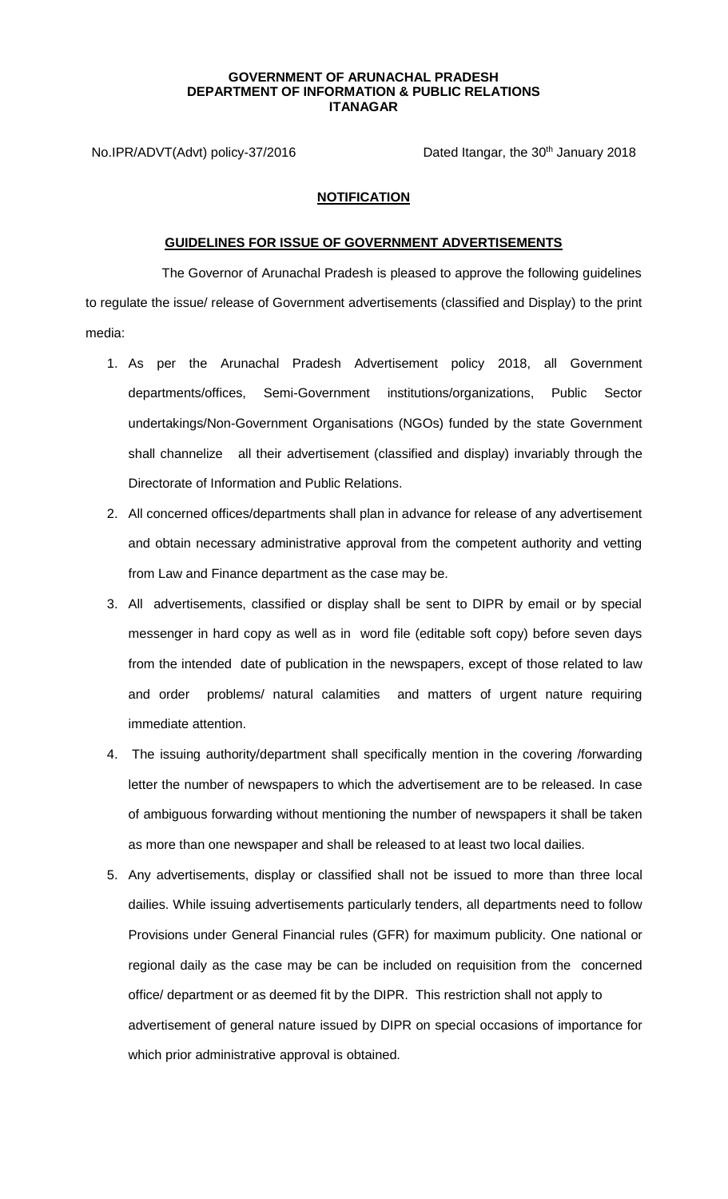**GOVERNMENT OF ARUNACHAL PRADESH**
**DEPARTMENT OF INFORMATION & PUBLIC RELATIONS**
**ITANAGAR**

No.IPR/ADVT(Advt) policy-37/2016 Dated Itangar, the 30th January 2018

**NOTIFICATION**

**GUIDELINES FOR ISSUE OF GOVERNMENT ADVERTISEMENTS**

The Governor of Arunachal Pradesh is pleased to approve the following guidelines to regulate the issue/ release of Government advertisements (classified and Display) to the print media:

1. As per the Arunachal Pradesh Advertisement policy 2018, all Government departments/offices, Semi-Government institutions/organizations, Public Sector undertakings/Non-Government Organisations (NGOs) funded by the state Government shall channelize all their advertisement (classified and display) invariably through the Directorate of Information and Public Relations.
2. All concerned offices/departments shall plan in advance for release of any advertisement and obtain necessary administrative approval from the competent authority and vetting from Law and Finance department as the case may be.
3. All advertisements, classified or display shall be sent to DIPR by email or by special messenger in hard copy as well as in word file (editable soft copy) before seven days from the intended date of publication in the newspapers, except of those related to law and order problems/ natural calamities and matters of urgent nature requiring immediate attention.
4. The issuing authority/department shall specifically mention in the covering /forwarding letter the number of newspapers to which the advertisement are to be released. In case of ambiguous forwarding without mentioning the number of newspapers it shall be taken as more than one newspaper and shall be released to at least two local dailies.
5. Any advertisements, display or classified shall not be issued to more than three local dailies. While issuing advertisements particularly tenders, all departments need to follow Provisions under General Financial rules (GFR) for maximum publicity. One national or regional daily as the case may be can be included on requisition from the concerned office/ department or as deemed fit by the DIPR. This restriction shall not apply to advertisement of general nature issued by DIPR on special occasions of importance for which prior administrative approval is obtained.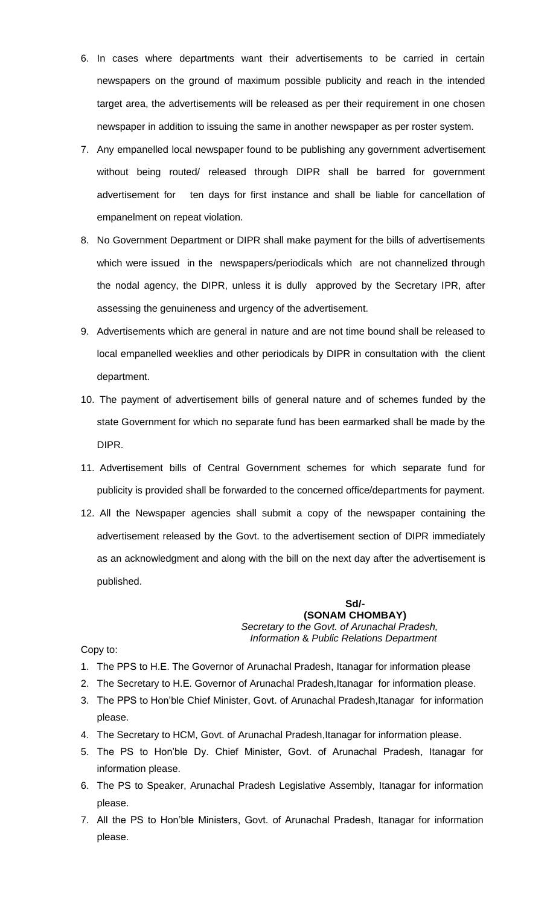6. In cases where departments want their advertisements to be carried in certain newspapers on the ground of maximum possible publicity and reach in the intended target area, the advertisements will be released as per their requirement in one chosen newspaper in addition to issuing the same in another newspaper as per roster system.
7. Any empanelled local newspaper found to be publishing any government advertisement without being routed/ released through DIPR shall be barred for government advertisement for ten days for first instance and shall be liable for cancellation of empanelment on repeat violation.
8. No Government Department or DIPR shall make payment for the bills of advertisements which were issued in the newspapers/periodicals which are not channelized through the nodal agency, the DIPR, unless it is dully approved by the Secretary IPR, after assessing the genuineness and urgency of the advertisement.
9. Advertisements which are general in nature and are not time bound shall be released to local empanelled weeklies and other periodicals by DIPR in consultation with the client department.
10. The payment of advertisement bills of general nature and of schemes funded by the state Government for which no separate fund has been earmarked shall be made by the DIPR.
11. Advertisement bills of Central Government schemes for which separate fund for publicity is provided shall be forwarded to the concerned office/departments for payment.
12. All the Newspaper agencies shall submit a copy of the newspaper containing the advertisement released by the Govt. to the advertisement section of DIPR immediately as an acknowledgment and along with the bill on the next day after the advertisement is published.

**Sd/-**
**(SONAM CHOMBAY)**
*Secretary to the Govt. of Arunachal Pradesh,*
*Information & Public Relations Department*

Copy to:

1. The PPS to H.E. The Governor of Arunachal Pradesh, Itanagar for information please
2. The Secretary to H.E. Governor of Arunachal Pradesh,Itanagar for information please.
3. The PPS to Hon'ble Chief Minister, Govt. of Arunachal Pradesh,Itanagar for information please.
4. The Secretary to HCM, Govt. of Arunachal Pradesh,Itanagar for information please.
5. The PS to Hon'ble Dy. Chief Minister, Govt. of Arunachal Pradesh, Itanagar for information please.
6. The PS to Speaker, Arunachal Pradesh Legislative Assembly, Itanagar for information please.
7. All the PS to Hon'ble Ministers, Govt. of Arunachal Pradesh, Itanagar for information please.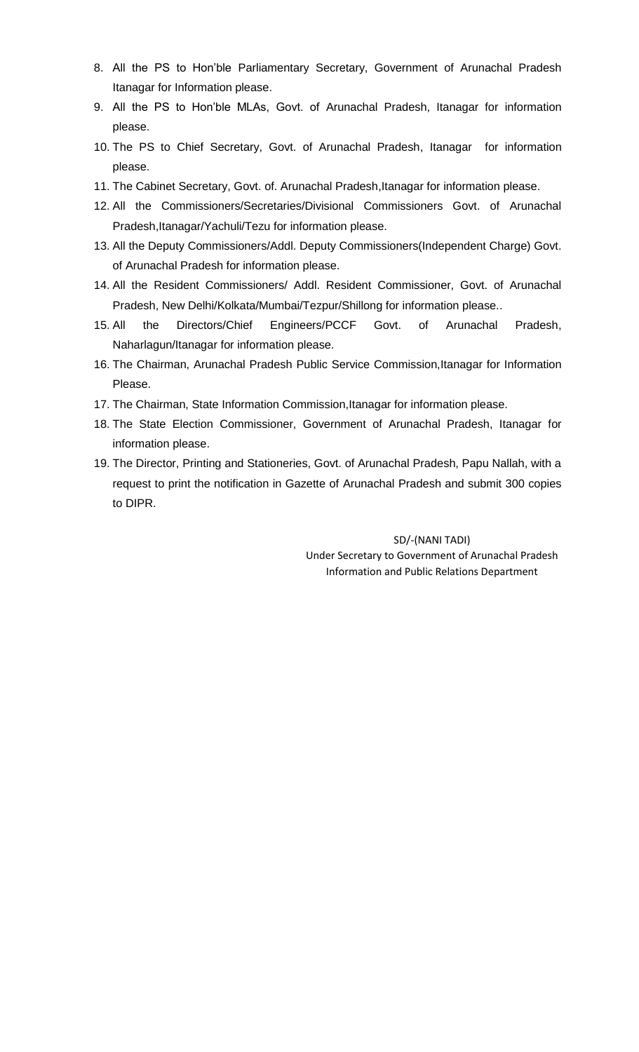8. All the PS to Hon'ble Parliamentary Secretary, Government of Arunachal Pradesh Itanagar for Information please.
9. All the PS to Hon'ble MLAs, Govt. of Arunachal Pradesh, Itanagar for information please.
10. The PS to Chief Secretary, Govt. of Arunachal Pradesh, Itanagar for information please.
11. The Cabinet Secretary, Govt. of. Arunachal Pradesh,Itanagar for information please.
12. All the Commissioners/Secretaries/Divisional Commissioners Govt. of Arunachal Pradesh,Itanagar/Yachuli/Tezu for information please.
13. All the Deputy Commissioners/Addl. Deputy Commissioners(Independent Charge) Govt. of Arunachal Pradesh for information please.
14. All the Resident Commissioners/ Addl. Resident Commissioner, Govt. of Arunachal Pradesh, New Delhi/Kolkata/Mumbai/Tezpur/Shillong for information please..
15. All the Directors/Chief Engineers/PCCF Govt. of Arunachal Pradesh, Naharlagun/Itanagar for information please.
16. The Chairman, Arunachal Pradesh Public Service Commission,Itanagar for Information Please.
17. The Chairman, State Information Commission,Itanagar for information please.
18. The State Election Commissioner, Government of Arunachal Pradesh, Itanagar for information please.
19. The Director, Printing and Stationeries, Govt. of Arunachal Pradesh, Papu Nallah, with a request to print the notification in Gazette of Arunachal Pradesh and submit 300 copies to DIPR.

SD/-(NANI TADI)
Under Secretary to Government of Arunachal Pradesh
Information and Public Relations Department